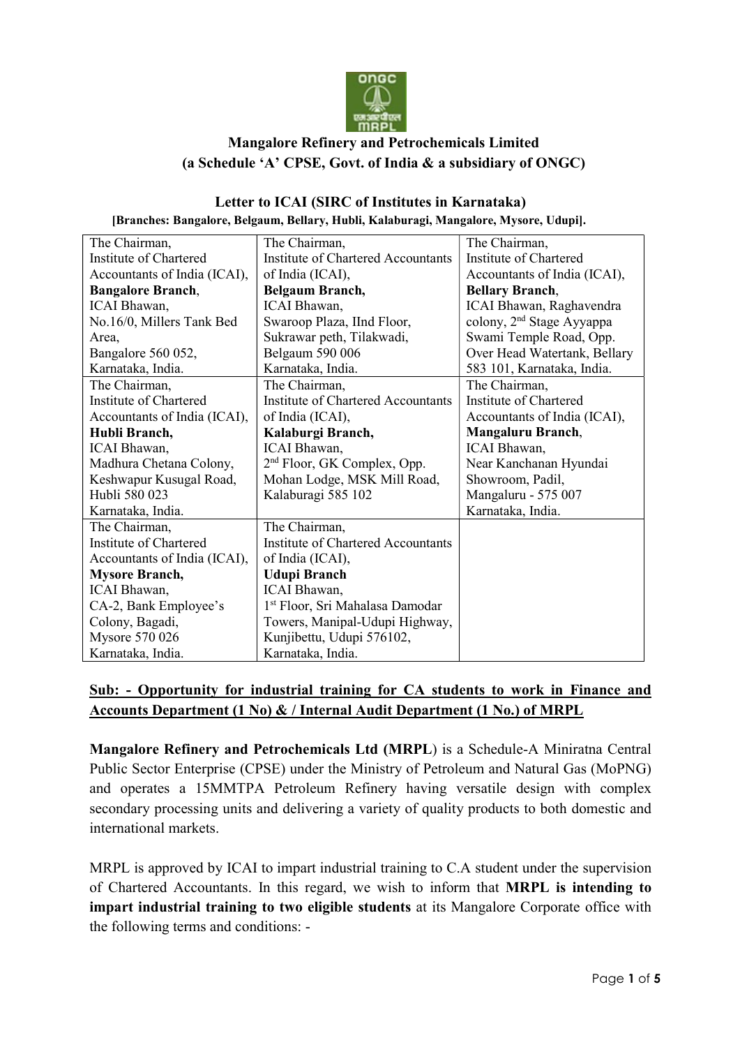## Mangalore Refinery and Petrochemicals Limited
## (a Schedule 'A' CPSE, Govt. of India & a subsidiary of ONGC)

### Letter to ICAI (SIRC of Institutes in Karnataka)

**[Branches: Bangalore, Belgaum, Bellary, Hubli, Kalaburagi, Mangalore, Mysore, Udupi].**

| | | |
|---|---|---|
| The Chairman,<br>Institute of Chartered Accountants of India (ICAI),<br>**Bangalore Branch**,<br>ICAI Bhawan,<br>No.16/0, Millers Tank Bed Area,<br>Bangalore 560 052,<br>Karnataka, India. | The Chairman,<br>Institute of Chartered Accountants of India (ICAI),<br>**Belgaum Branch,**<br>ICAI Bhawan,<br>Swaroop Plaza, IInd Floor,<br>Sukrawar peth, Tilakwadi,<br>Belgaum 590 006<br>Karnataka, India. | The Chairman,<br>Institute of Chartered Accountants of India (ICAI),<br>**Bellary Branch**,<br>ICAI Bhawan, Raghavendra colony, 2nd Stage Ayyappa Swami Temple Road, Opp. Over Head Watertank, Bellary 583 101, Karnataka, India. |
| The Chairman,<br>Institute of Chartered Accountants of India (ICAI),<br>**Hubli Branch,**<br>ICAI Bhawan,<br>Madhura Chetana Colony,<br>Keshwapur Kusugal Road,<br>Hubli 580 023<br>Karnataka, India. | The Chairman,<br>Institute of Chartered Accountants of India (ICAI),<br>**Kalaburgi Branch,**<br>ICAI Bhawan,<br>2nd Floor, GK Complex, Opp. Mohan Lodge, MSK Mill Road,<br>Kalaburagi 585 102 | The Chairman,<br>Institute of Chartered Accountants of India (ICAI),<br>**Mangaluru Branch**,<br>ICAI Bhawan,<br>Near Kanchanan Hyundai Showroom, Padil,<br>Mangaluru - 575 007<br>Karnataka, India. |
| The Chairman,<br>Institute of Chartered Accountants of India (ICAI),<br>**Mysore Branch,**<br>ICAI Bhawan,<br>CA-2, Bank Employee's Colony, Bagadi,<br>Mysore 570 026<br>Karnataka, India. | The Chairman,<br>Institute of Chartered Accountants of India (ICAI),<br>**Udupi Branch**<br>ICAI Bhawan,<br>1st Floor, Sri Mahalasa Damodar Towers, Manipal-Udupi Highway, Kunjibettu, Udupi 576102,<br>Karnataka, India. | |

**Sub: - Opportunity for industrial training for CA students to work in Finance and Accounts Department (1 No) & / Internal Audit Department (1 No.) of MRPL**

**Mangalore Refinery and Petrochemicals Ltd (MRPL**) is a Schedule-A Miniratna Central Public Sector Enterprise (CPSE) under the Ministry of Petroleum and Natural Gas (MoPNG) and operates a 15MMTPA Petroleum Refinery having versatile design with complex secondary processing units and delivering a variety of quality products to both domestic and international markets.

MRPL is approved by ICAI to impart industrial training to C.A student under the supervision of Chartered Accountants. In this regard, we wish to inform that **MRPL is intending to impart industrial training to two eligible students** at its Mangalore Corporate office with the following terms and conditions: -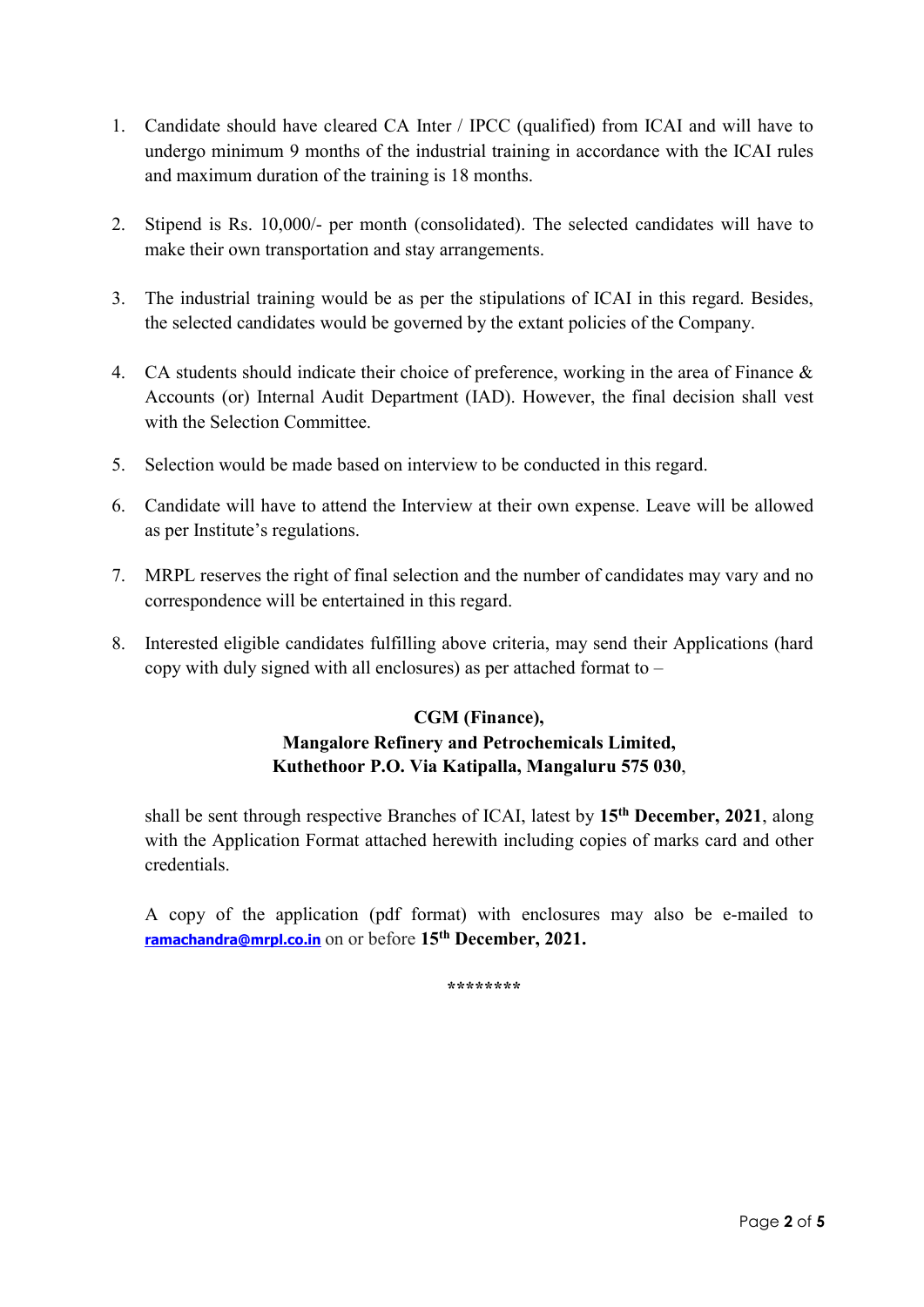1. Candidate should have cleared CA Inter / IPCC (qualified) from ICAI and will have to undergo minimum 9 months of the industrial training in accordance with the ICAI rules and maximum duration of the training is 18 months.

2. Stipend is Rs. 10,000/- per month (consolidated). The selected candidates will have to make their own transportation and stay arrangements.

3. The industrial training would be as per the stipulations of ICAI in this regard. Besides, the selected candidates would be governed by the extant policies of the Company.

4. CA students should indicate their choice of preference, working in the area of Finance & Accounts (or) Internal Audit Department (IAD). However, the final decision shall vest with the Selection Committee.

5. Selection would be made based on interview to be conducted in this regard.

6. Candidate will have to attend the Interview at their own expense. Leave will be allowed as per Institute's regulations.

7. MRPL reserves the right of final selection and the number of candidates may vary and no correspondence will be entertained in this regard.

8. Interested eligible candidates fulfilling above criteria, may send their Applications (hard copy with duly signed with all enclosures) as per attached format to –

   **CGM (Finance),**
   **Mangalore Refinery and Petrochemicals Limited,**
   **Kuthethoor P.O. Via Katipalla, Mangaluru 575 030**,

   shall be sent through respective Branches of ICAI, latest by **15th December, 2021**, along with the Application Format attached herewith including copies of marks card and other credentials.

   A copy of the application (pdf format) with enclosures may also be e-mailed to **ramachandra@mrpl.co.in** on or before **15th December, 2021.**

********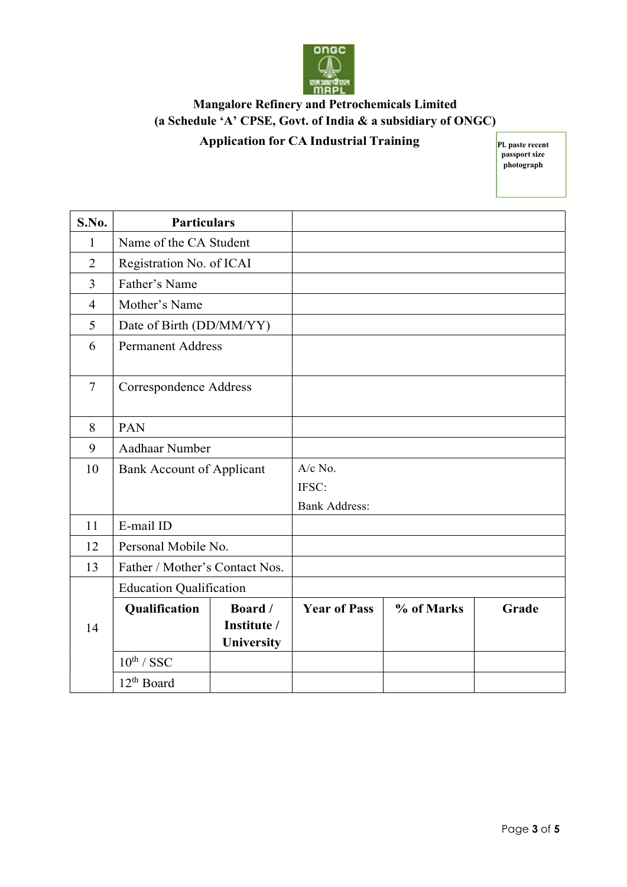**Mangalore Refinery and Petrochemicals Limited**
**(a Schedule 'A' CPSE, Govt. of India & a subsidiary of ONGC)**

**Application for CA Industrial Training**

Pl. paste recent passport size photograph

| S.No. | Particulars | | | | |
|---|---|---|---|---|---|
| 1 | Name of the CA Student | | | | |
| 2 | Registration No. of ICAI | | | | |
| 3 | Father's Name | | | | |
| 4 | Mother's Name | | | | |
| 5 | Date of Birth (DD/MM/YY) | | | | |
| 6 | Permanent Address | | | | |
| 7 | Correspondence Address | | | | |
| 8 | PAN | | | | |
| 9 | Aadhaar Number | | | | |
| 10 | Bank Account of Applicant | | A/c No.<br>IFSC:<br>Bank Address: | | |
| 11 | E-mail ID | | | | |
| 12 | Personal Mobile No. | | | | |
| 13 | Father / Mother's Contact Nos. | | | | |
| 14 | Education Qualification | | | | |
| | **Qualification** | **Board / Institute / University** | **Year of Pass** | **% of Marks** | **Grade** |
| | 10th / SSC | | | | |
| | 12th Board | | | | |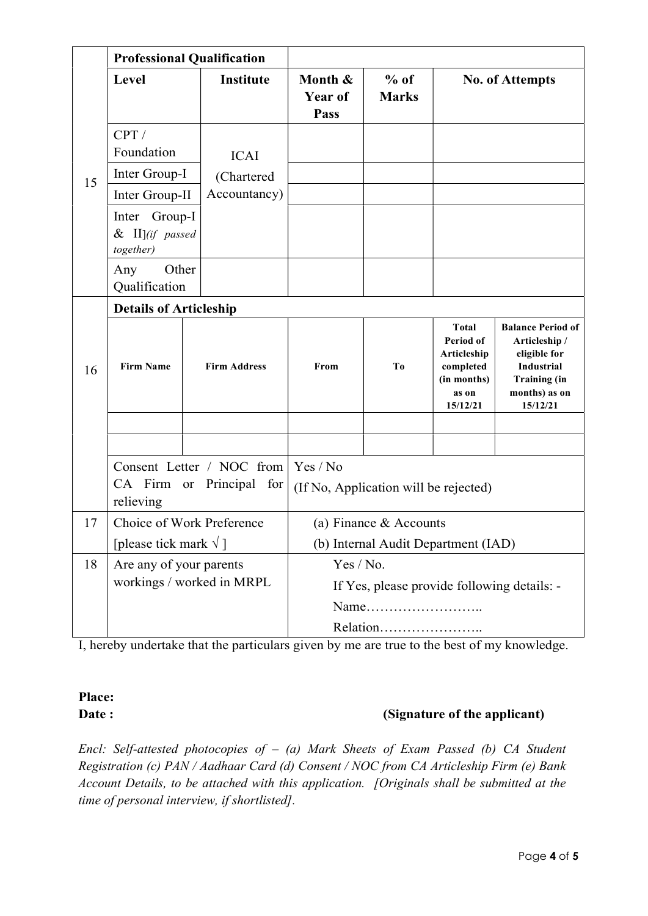| | Professional Qualification | | | | | |
|---|---|---|---|---|---|---|
| | **Level** | **Institute** | **Month & Year of Pass** | **% of Marks** | **No. of Attempts** | |
| 15 | CPT / Foundation | ICAI (Chartered Accountancy) | | | | |
| | Inter Group-I | | | | | |
| | Inter Group-II | | | | | |
| | Inter Group-I & II](*if passed together*) | | | | | |
| | Any Other Qualification | | | | | |
| | **Details of Articleship** | | | | | |
| 16 | **Firm Name** | **Firm Address** | **From** | **To** | **Total Period of Articleship completed (in months) as on 15/12/21** | **Balance Period of Articleship / eligible for Industrial Training (in months) as on 15/12/21** |
| | | | | | | |
| | | | | | | |
| | Consent Letter / NOC from CA Firm or Principal for relieving | | Yes / No (If No, Application will be rejected) | | | |
| 17 | Choice of Work Preference [please tick mark √ ] | | (a) Finance & Accounts (b) Internal Audit Department (IAD) | | | |
| 18 | Are any of your parents workings / worked in MRPL | | Yes / No. If Yes, please provide following details: - Name…………………….. Relation………………….. | | | |

I, hereby undertake that the particulars given by me are true to the best of my knowledge.

**Place:**

**Date :** **(Signature of the applicant)**

*Encl: Self-attested photocopies of – (a) Mark Sheets of Exam Passed (b) CA Student Registration (c) PAN / Aadhaar Card (d) Consent / NOC from CA Articleship Firm (e) Bank Account Details, to be attached with this application. [Originals shall be submitted at the time of personal interview, if shortlisted].*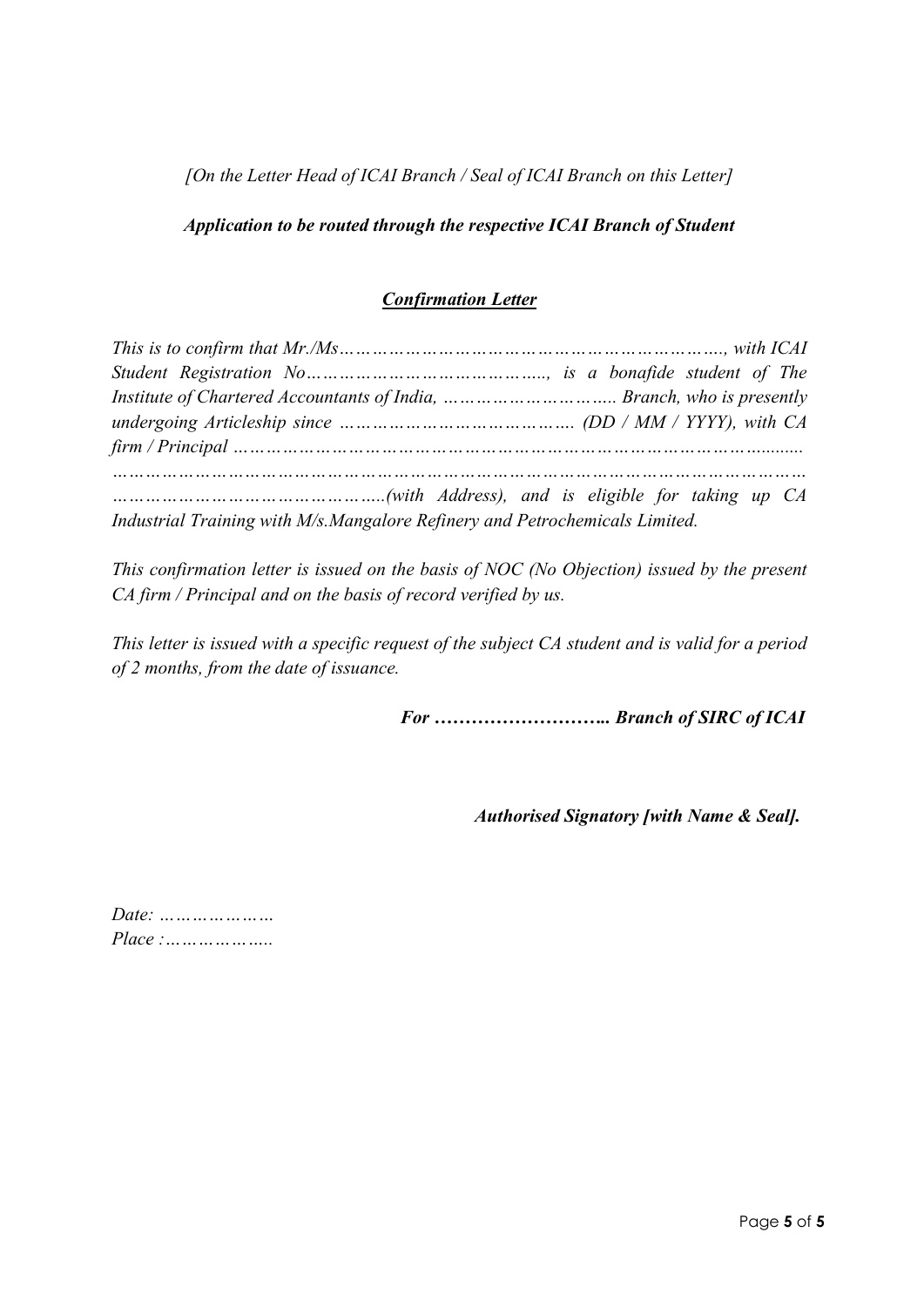*[On the Letter Head of ICAI Branch / Seal of ICAI Branch on this Letter]*

***Application to be routed through the respective ICAI Branch of Student***

## ***Confirmation Letter***

*This is to confirm that Mr./Ms……………………………………………………………., with ICAI Student Registration No……………………………………., is a bonafide student of The Institute of Chartered Accountants of India, ………………………….. Branch, who is presently undergoing Articleship since ……………………………………. (DD / MM / YYYY), with CA firm / Principal ……………………………………………………………………………......... ………………………………………………………………………………………………………… ………………………………………..(with Address), and is eligible for taking up CA Industrial Training with M/s.Mangalore Refinery and Petrochemicals Limited.*

*This confirmation letter is issued on the basis of NOC (No Objection) issued by the present CA firm / Principal and on the basis of record verified by us.*

*This letter is issued with a specific request of the subject CA student and is valid for a period of 2 months, from the date of issuance.*

***For ……………………….. Branch of SIRC of ICAI***

***Authorised Signatory [with Name & Seal].***

*Date: …………………*
*Place :………………..*